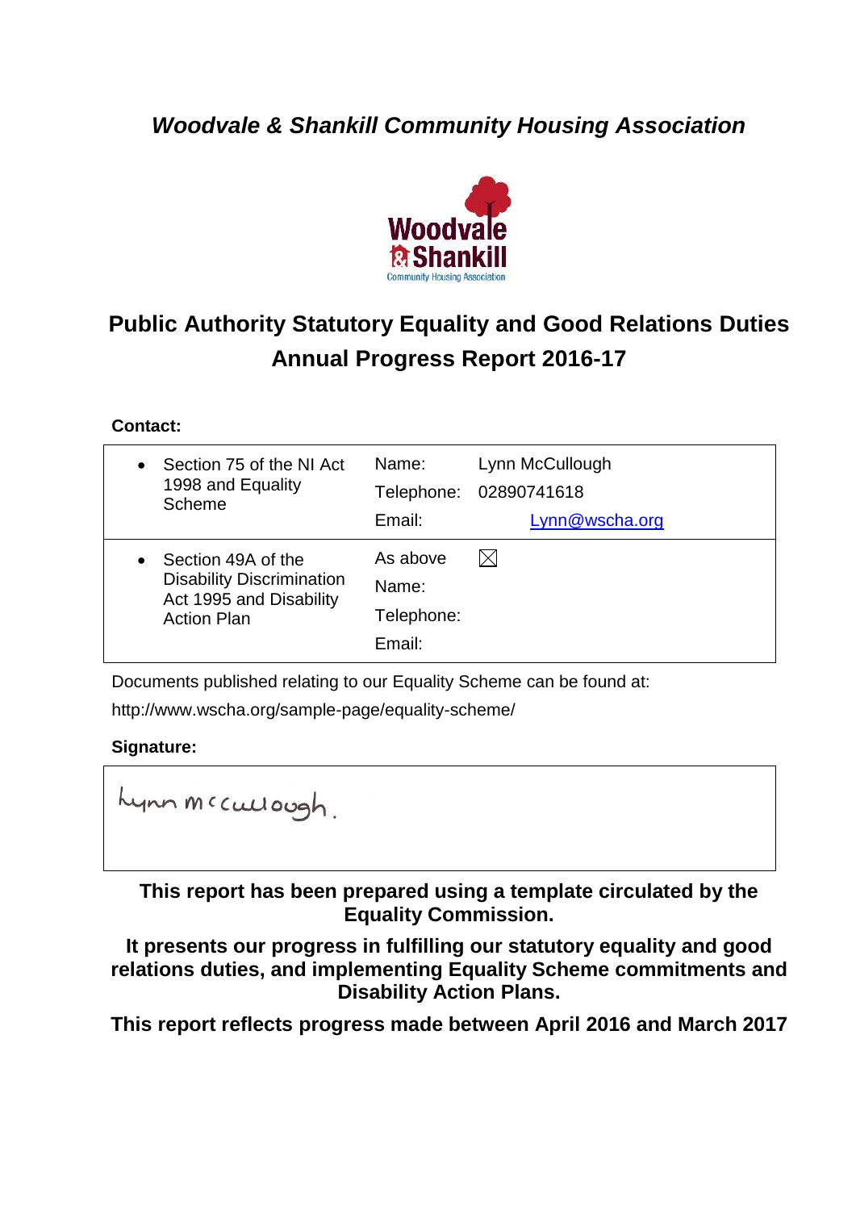*Woodvale & Shankill Community Housing Association*

# Public Authority Statutory Equality and Good Relations Duties Annual Progress Report 2016-17

**Contact:**

| | | |
|---|---|---|
| • Section 75 of the NI Act 1998 and Equality Scheme | Name:<br>Telephone:<br>Email: | Lynn McCullough<br>02890741618<br>Lynn@wscha.org |
| • Section 49A of the Disability Discrimination Act 1995 and Disability Action Plan | As above<br>Name:<br>Telephone:<br>Email: | ☒ |

Documents published relating to our Equality Scheme can be found at:

http://www.wscha.org/sample-page/equality-scheme/

**Signature:**

Lynn McCullough.

**This report has been prepared using a template circulated by the Equality Commission.**

**It presents our progress in fulfilling our statutory equality and good relations duties, and implementing Equality Scheme commitments and Disability Action Plans.**

**This report reflects progress made between April 2016 and March 2017**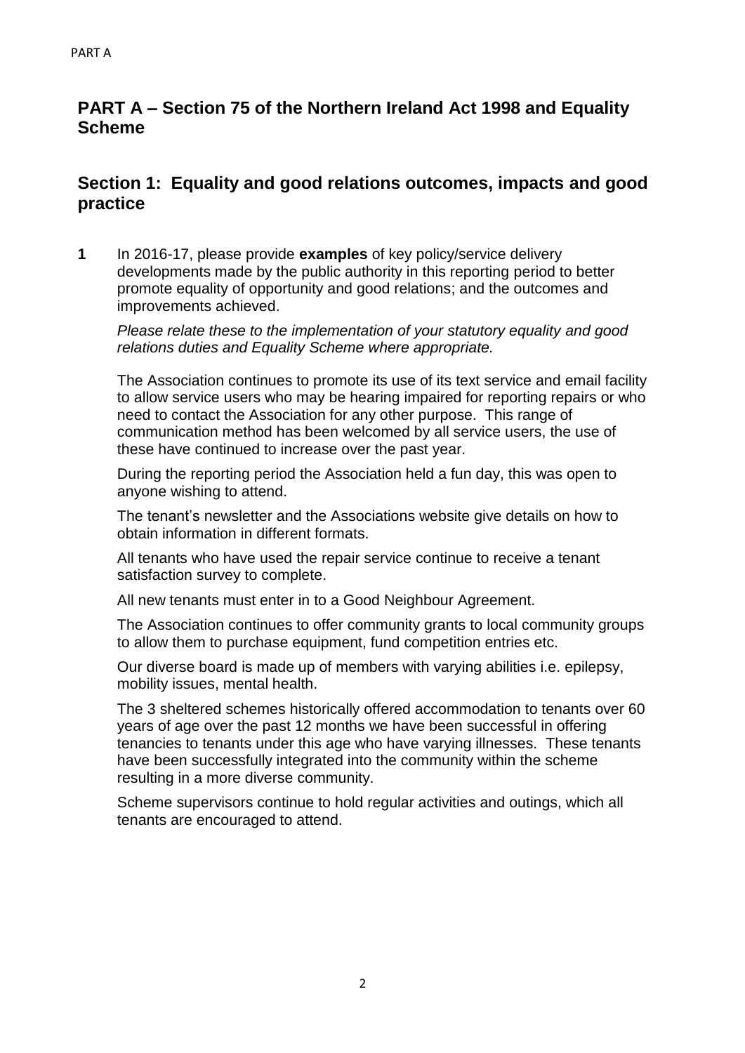## PART A – Section 75 of the Northern Ireland Act 1998 and Equality Scheme

## Section 1: Equality and good relations outcomes, impacts and good practice

**1** In 2016-17, please provide **examples** of key policy/service delivery developments made by the public authority in this reporting period to better promote equality of opportunity and good relations; and the outcomes and improvements achieved.

*Please relate these to the implementation of your statutory equality and good relations duties and Equality Scheme where appropriate.*

The Association continues to promote its use of its text service and email facility to allow service users who may be hearing impaired for reporting repairs or who need to contact the Association for any other purpose. This range of communication method has been welcomed by all service users, the use of these have continued to increase over the past year.

During the reporting period the Association held a fun day, this was open to anyone wishing to attend.

The tenant's newsletter and the Associations website give details on how to obtain information in different formats.

All tenants who have used the repair service continue to receive a tenant satisfaction survey to complete.

All new tenants must enter in to a Good Neighbour Agreement.

The Association continues to offer community grants to local community groups to allow them to purchase equipment, fund competition entries etc.

Our diverse board is made up of members with varying abilities i.e. epilepsy, mobility issues, mental health.

The 3 sheltered schemes historically offered accommodation to tenants over 60 years of age over the past 12 months we have been successful in offering tenancies to tenants under this age who have varying illnesses. These tenants have been successfully integrated into the community within the scheme resulting in a more diverse community.

Scheme supervisors continue to hold regular activities and outings, which all tenants are encouraged to attend.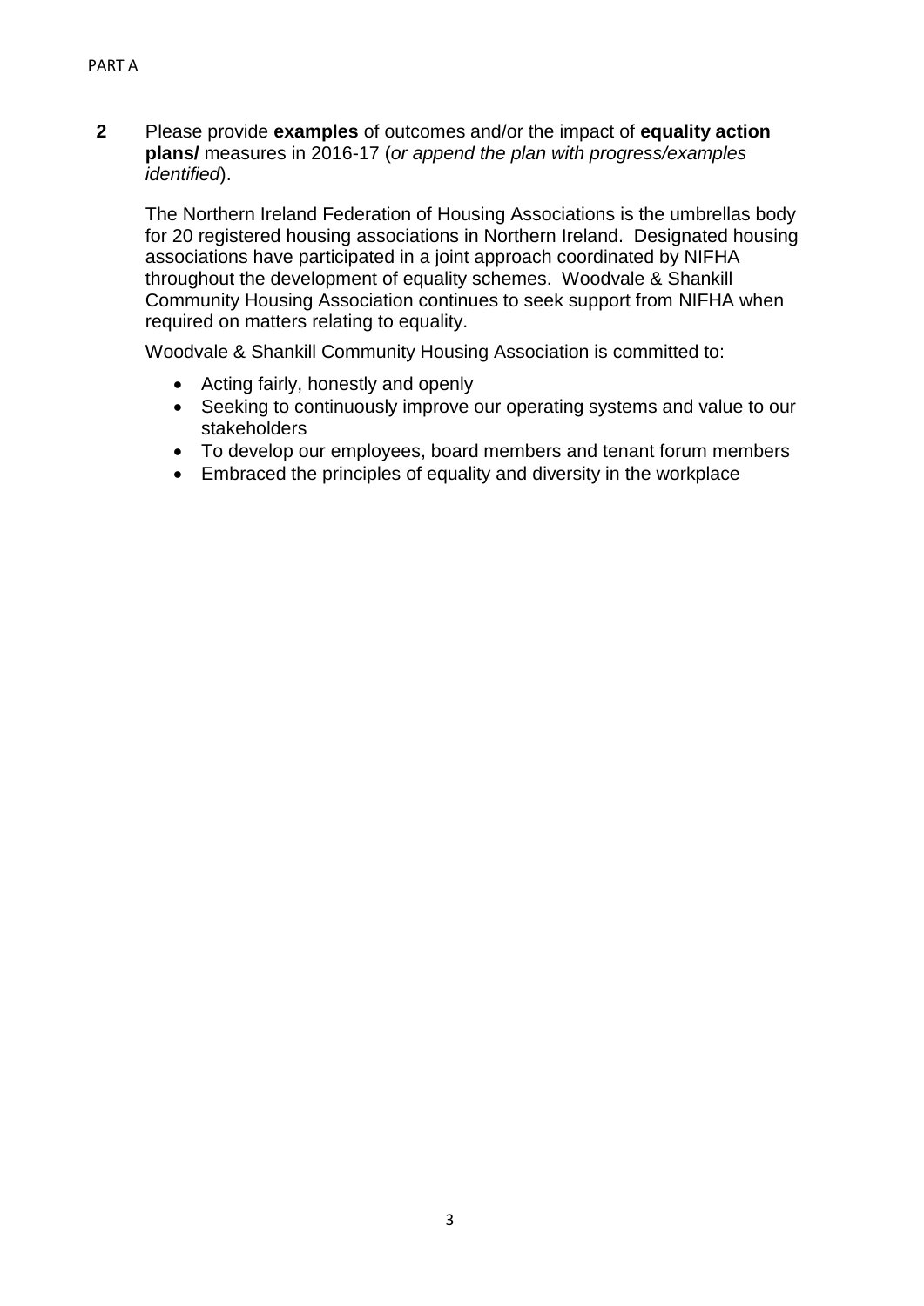PART A

**2** Please provide **examples** of outcomes and/or the impact of **equality action plans/** measures in 2016-17 (*or append the plan with progress/examples identified*).

The Northern Ireland Federation of Housing Associations is the umbrellas body for 20 registered housing associations in Northern Ireland. Designated housing associations have participated in a joint approach coordinated by NIFHA throughout the development of equality schemes. Woodvale & Shankill Community Housing Association continues to seek support from NIFHA when required on matters relating to equality.

Woodvale & Shankill Community Housing Association is committed to:

- Acting fairly, honestly and openly
- Seeking to continuously improve our operating systems and value to our stakeholders
- To develop our employees, board members and tenant forum members
- Embraced the principles of equality and diversity in the workplace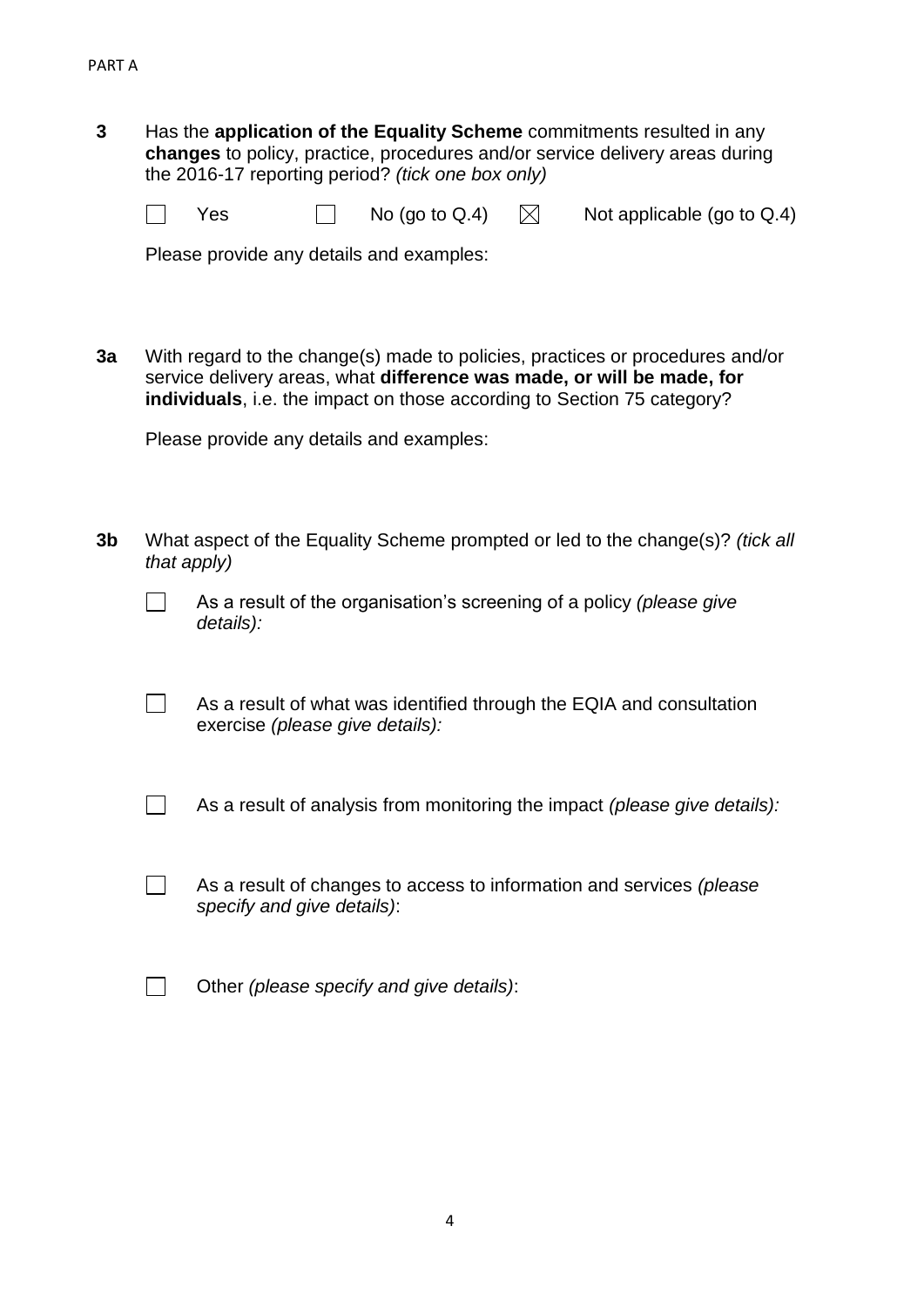PART A

**3** Has the **application of the Equality Scheme** commitments resulted in any **changes** to policy, practice, procedures and/or service delivery areas during the 2016-17 reporting period? *(tick one box only)*

☐ Yes ☐ No (go to Q.4) ☒ Not applicable (go to Q.4)

Please provide any details and examples:

**3a** With regard to the change(s) made to policies, practices or procedures and/or service delivery areas, what **difference was made, or will be made, for individuals**, i.e. the impact on those according to Section 75 category?

Please provide any details and examples:

**3b** What aspect of the Equality Scheme prompted or led to the change(s)? *(tick all that apply)*

☐ As a result of the organisation's screening of a policy *(please give details):*

☐ As a result of what was identified through the EQIA and consultation exercise *(please give details):*

☐ As a result of analysis from monitoring the impact *(please give details):*

☐ As a result of changes to access to information and services *(please specify and give details)*:

☐ Other *(please specify and give details)*: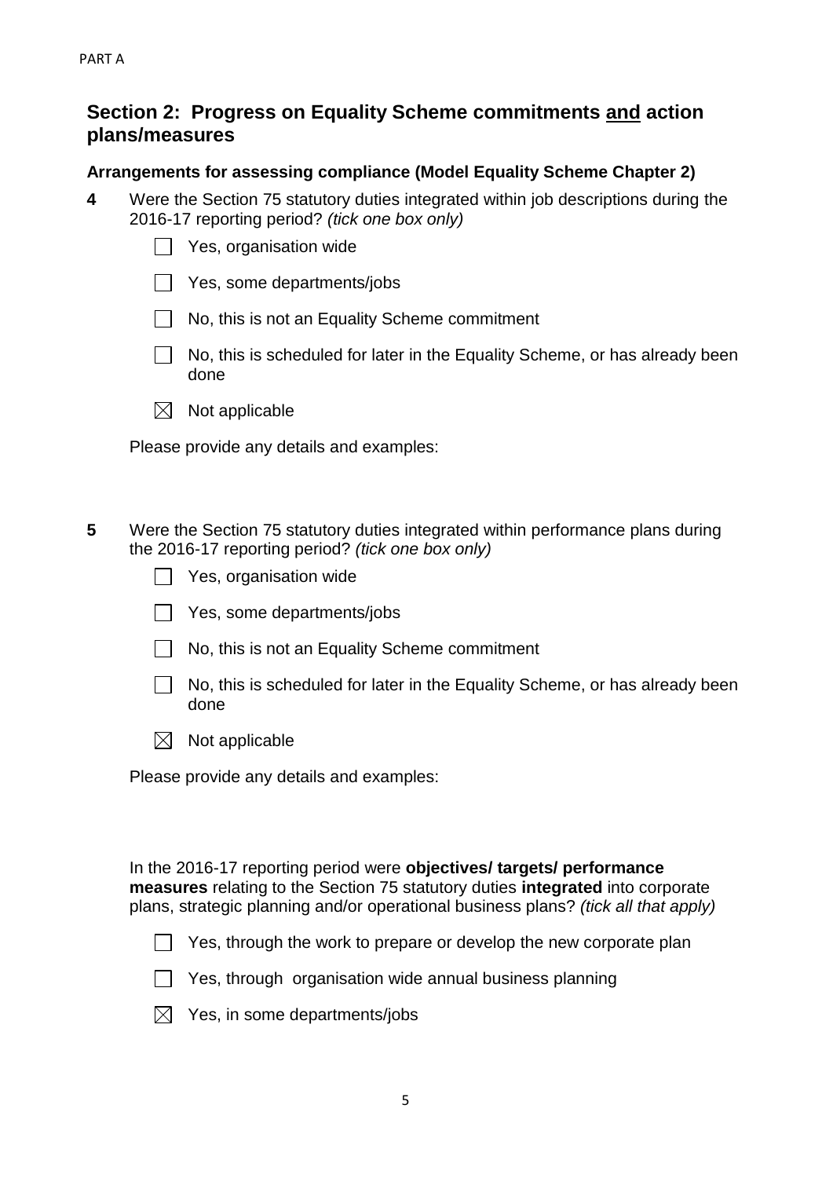PART A

## Section 2: Progress on Equality Scheme commitments <u>and</u> action plans/measures

### Arrangements for assessing compliance (Model Equality Scheme Chapter 2)

**4** Were the Section 75 statutory duties integrated within job descriptions during the 2016-17 reporting period? *(tick one box only)*

- ☐ Yes, organisation wide
- ☐ Yes, some departments/jobs
- ☐ No, this is not an Equality Scheme commitment
- ☐ No, this is scheduled for later in the Equality Scheme, or has already been done
- ☒ Not applicable

Please provide any details and examples:

**5** Were the Section 75 statutory duties integrated within performance plans during the 2016-17 reporting period? *(tick one box only)*

- ☐ Yes, organisation wide
- ☐ Yes, some departments/jobs
- ☐ No, this is not an Equality Scheme commitment
- ☐ No, this is scheduled for later in the Equality Scheme, or has already been done
- ☒ Not applicable

Please provide any details and examples:

In the 2016-17 reporting period were **objectives/ targets/ performance measures** relating to the Section 75 statutory duties **integrated** into corporate plans, strategic planning and/or operational business plans? *(tick all that apply)*

- ☐ Yes, through the work to prepare or develop the new corporate plan
- ☐ Yes, through organisation wide annual business planning
- ☒ Yes, in some departments/jobs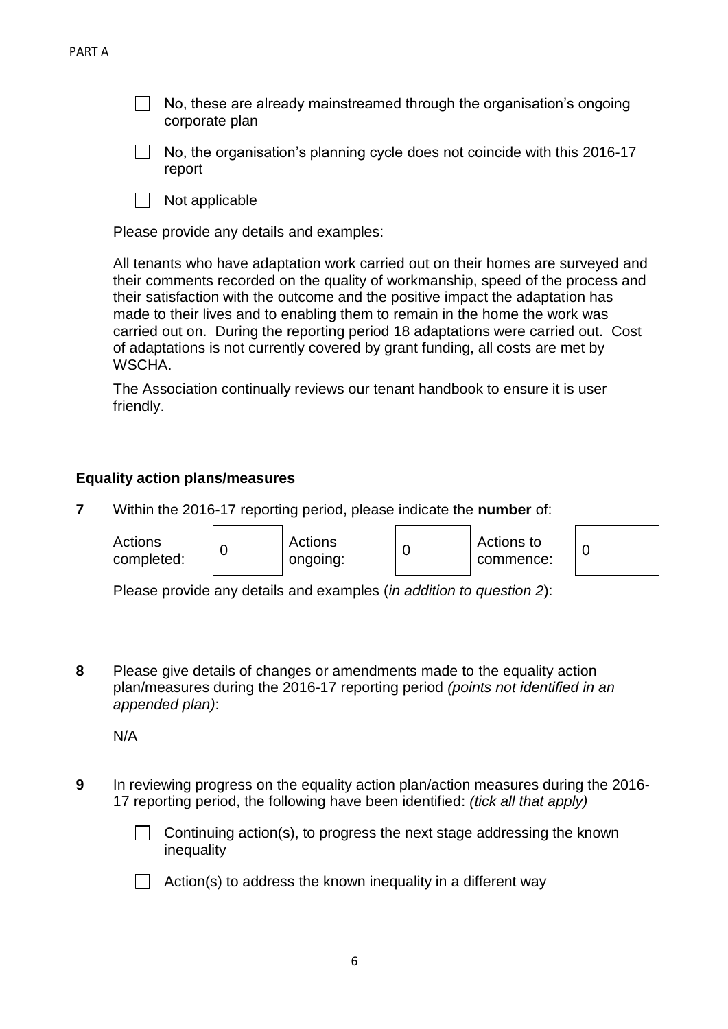- [ ] No, these are already mainstreamed through the organisation's ongoing corporate plan
- [ ] No, the organisation's planning cycle does not coincide with this 2016-17 report
- [ ] Not applicable

Please provide any details and examples:

All tenants who have adaptation work carried out on their homes are surveyed and their comments recorded on the quality of workmanship, speed of the process and their satisfaction with the outcome and the positive impact the adaptation has made to their lives and to enabling them to remain in the home the work was carried out on. During the reporting period 18 adaptations were carried out. Cost of adaptations is not currently covered by grant funding, all costs are met by WSCHA.

The Association continually reviews our tenant handbook to ensure it is user friendly.

### Equality action plans/measures

**7** Within the 2016-17 reporting period, please indicate the **number** of:

| Actions completed: | 0 | Actions ongoing: | 0 | Actions to commence: | 0 |
|---|---|---|---|---|---|

Please provide any details and examples (*in addition to question 2*):

**8** Please give details of changes or amendments made to the equality action plan/measures during the 2016-17 reporting period *(points not identified in an appended plan)*:

N/A

**9** In reviewing progress on the equality action plan/action measures during the 2016-17 reporting period, the following have been identified: *(tick all that apply)*

- [ ] Continuing action(s), to progress the next stage addressing the known inequality
- [ ] Action(s) to address the known inequality in a different way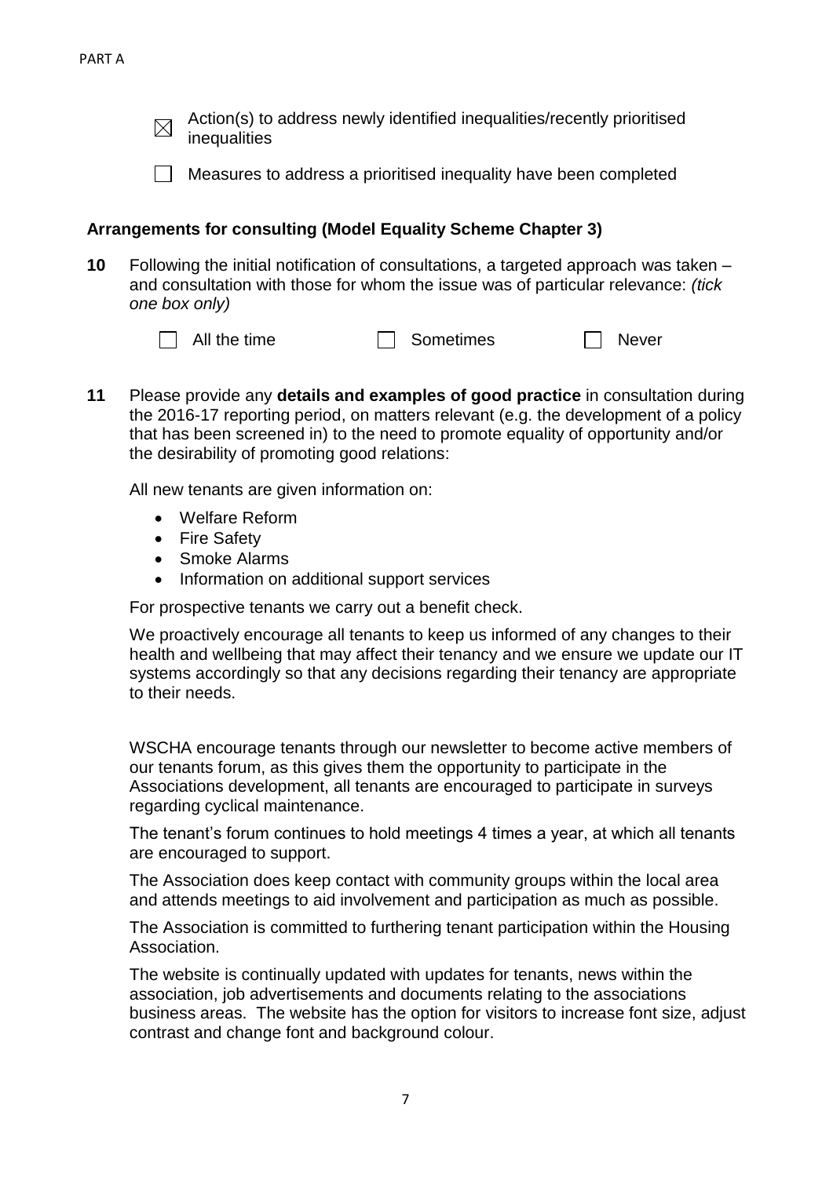PART A

☒ Action(s) to address newly identified inequalities/recently prioritised inequalities

☐ Measures to address a prioritised inequality have been completed

**Arrangements for consulting (Model Equality Scheme Chapter 3)**

**10** Following the initial notification of consultations, a targeted approach was taken – and consultation with those for whom the issue was of particular relevance: *(tick one box only)*

☐ All the time ☐ Sometimes ☐ Never

**11** Please provide any **details and examples of good practice** in consultation during the 2016-17 reporting period, on matters relevant (e.g. the development of a policy that has been screened in) to the need to promote equality of opportunity and/or the desirability of promoting good relations:

All new tenants are given information on:

- Welfare Reform
- Fire Safety
- Smoke Alarms
- Information on additional support services

For prospective tenants we carry out a benefit check.

We proactively encourage all tenants to keep us informed of any changes to their health and wellbeing that may affect their tenancy and we ensure we update our IT systems accordingly so that any decisions regarding their tenancy are appropriate to their needs.

WSCHA encourage tenants through our newsletter to become active members of our tenants forum, as this gives them the opportunity to participate in the Associations development, all tenants are encouraged to participate in surveys regarding cyclical maintenance.

The tenant's forum continues to hold meetings 4 times a year, at which all tenants are encouraged to support.

The Association does keep contact with community groups within the local area and attends meetings to aid involvement and participation as much as possible.

The Association is committed to furthering tenant participation within the Housing Association.

The website is continually updated with updates for tenants, news within the association, job advertisements and documents relating to the associations business areas. The website has the option for visitors to increase font size, adjust contrast and change font and background colour.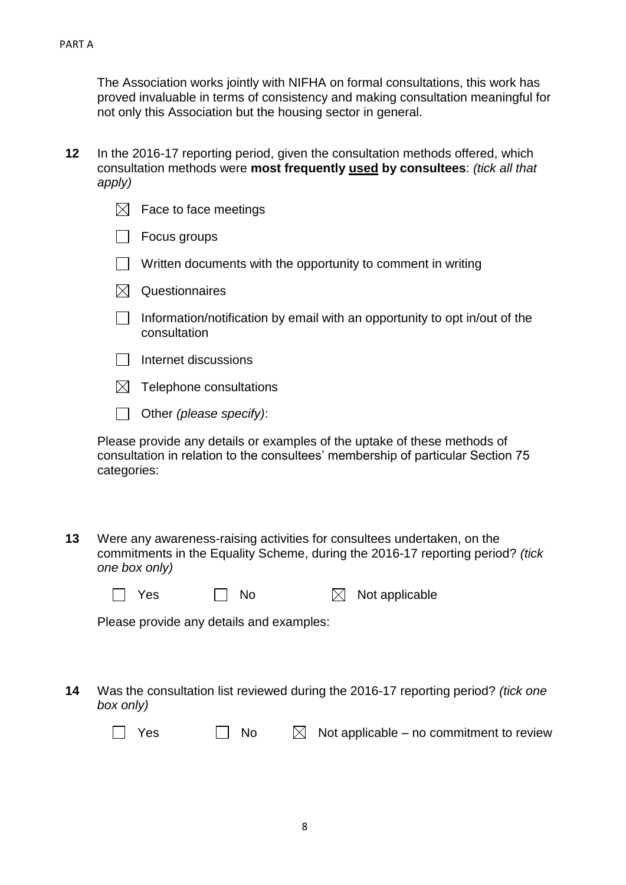The Association works jointly with NIFHA on formal consultations, this work has proved invaluable in terms of consistency and making consultation meaningful for not only this Association but the housing sector in general.

**12** In the 2016-17 reporting period, given the consultation methods offered, which consultation methods were **most frequently used by consultees**: *(tick all that apply)*

- ☒ Face to face meetings
- ☐ Focus groups
- ☐ Written documents with the opportunity to comment in writing
- ☒ Questionnaires
- ☐ Information/notification by email with an opportunity to opt in/out of the consultation
- ☐ Internet discussions
- ☒ Telephone consultations
- ☐ Other *(please specify)*:

Please provide any details or examples of the uptake of these methods of consultation in relation to the consultees' membership of particular Section 75 categories:

**13** Were any awareness-raising activities for consultees undertaken, on the commitments in the Equality Scheme, during the 2016-17 reporting period? *(tick one box only)*

☐ Yes ☐ No ☒ Not applicable

Please provide any details and examples:

**14** Was the consultation list reviewed during the 2016-17 reporting period? *(tick one box only)*

☐ Yes ☐ No ☒ Not applicable – no commitment to review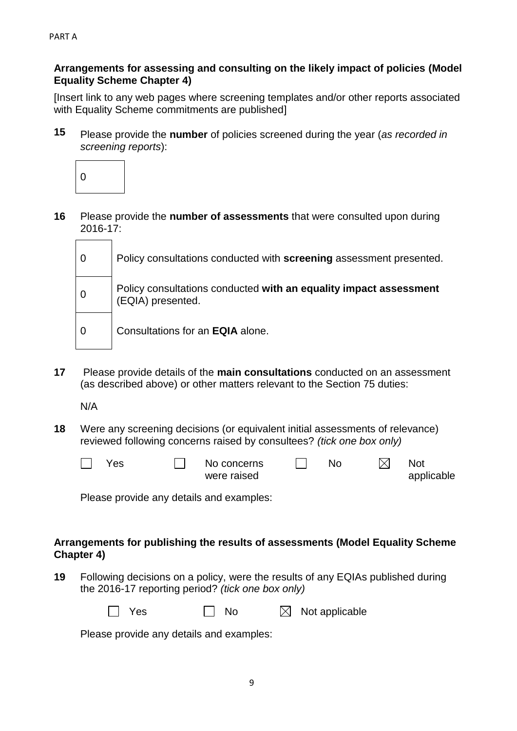PART A

**Arrangements for assessing and consulting on the likely impact of policies (Model Equality Scheme Chapter 4)**

[Insert link to any web pages where screening templates and/or other reports associated with Equality Scheme commitments are published]

**15** Please provide the **number** of policies screened during the year (*as recorded in screening reports*):

| 0 |
|---|

**16** Please provide the **number of assessments** that were consulted upon during 2016-17:

| | |
|---|---|
| 0 | Policy consultations conducted with **screening** assessment presented. |
| 0 | Policy consultations conducted **with an equality impact assessment** (EQIA) presented. |
| 0 | Consultations for an **EQIA** alone. |

**17** Please provide details of the **main consultations** conducted on an assessment (as described above) or other matters relevant to the Section 75 duties:

N/A

**18** Were any screening decisions (or equivalent initial assessments of relevance) reviewed following concerns raised by consultees? *(tick one box only)*

☐ Yes ☐ No concerns were raised ☐ No ☒ Not applicable

Please provide any details and examples:

**Arrangements for publishing the results of assessments (Model Equality Scheme Chapter 4)**

**19** Following decisions on a policy, were the results of any EQIAs published during the 2016-17 reporting period? *(tick one box only)*

☐ Yes ☐ No ☒ Not applicable

Please provide any details and examples: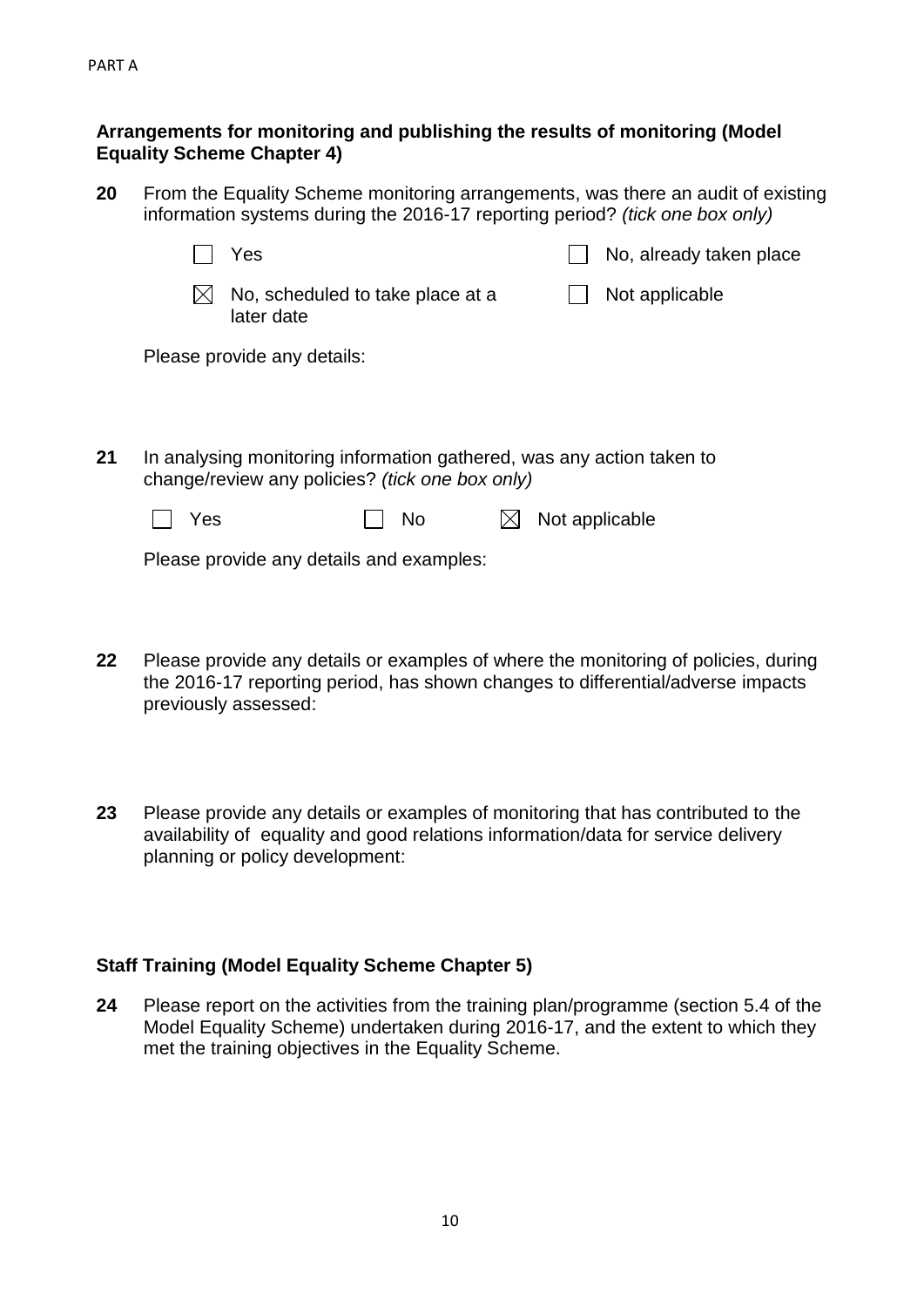PART A

**Arrangements for monitoring and publishing the results of monitoring (Model Equality Scheme Chapter 4)**

**20** From the Equality Scheme monitoring arrangements, was there an audit of existing information systems during the 2016-17 reporting period? *(tick one box only)*

☐ Yes

☐ No, already taken place

☒ No, scheduled to take place at a later date

☐ Not applicable

Please provide any details:

**21** In analysing monitoring information gathered, was any action taken to change/review any policies? *(tick one box only)*

☐ Yes ☐ No ☒ Not applicable

Please provide any details and examples:

**22** Please provide any details or examples of where the monitoring of policies, during the 2016-17 reporting period, has shown changes to differential/adverse impacts previously assessed:

**23** Please provide any details or examples of monitoring that has contributed to the availability of equality and good relations information/data for service delivery planning or policy development:

**Staff Training (Model Equality Scheme Chapter 5)**

**24** Please report on the activities from the training plan/programme (section 5.4 of the Model Equality Scheme) undertaken during 2016-17, and the extent to which they met the training objectives in the Equality Scheme.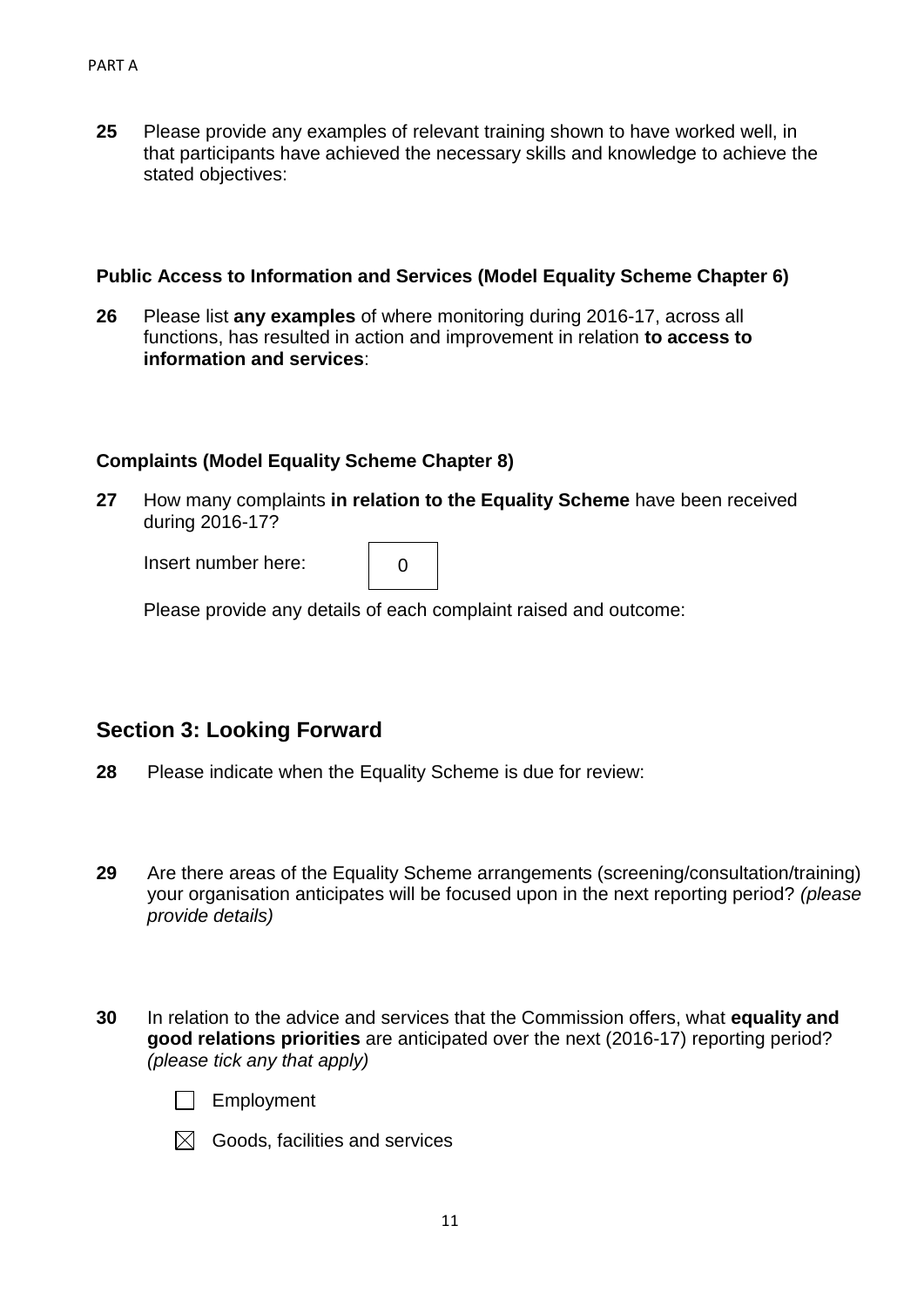**25** Please provide any examples of relevant training shown to have worked well, in that participants have achieved the necessary skills and knowledge to achieve the stated objectives:

**Public Access to Information and Services (Model Equality Scheme Chapter 6)**

**26** Please list **any examples** of where monitoring during 2016-17, across all functions, has resulted in action and improvement in relation **to access to information and services**:

**Complaints (Model Equality Scheme Chapter 8)**

**27** How many complaints **in relation to the Equality Scheme** have been received during 2016-17?

Insert number here: 0

Please provide any details of each complaint raised and outcome:

## Section 3: Looking Forward

**28** Please indicate when the Equality Scheme is due for review:

**29** Are there areas of the Equality Scheme arrangements (screening/consultation/training) your organisation anticipates will be focused upon in the next reporting period? *(please provide details)*

**30** In relation to the advice and services that the Commission offers, what **equality and good relations priorities** are anticipated over the next (2016-17) reporting period? *(please tick any that apply)*

- ☐ Employment
- ☒ Goods, facilities and services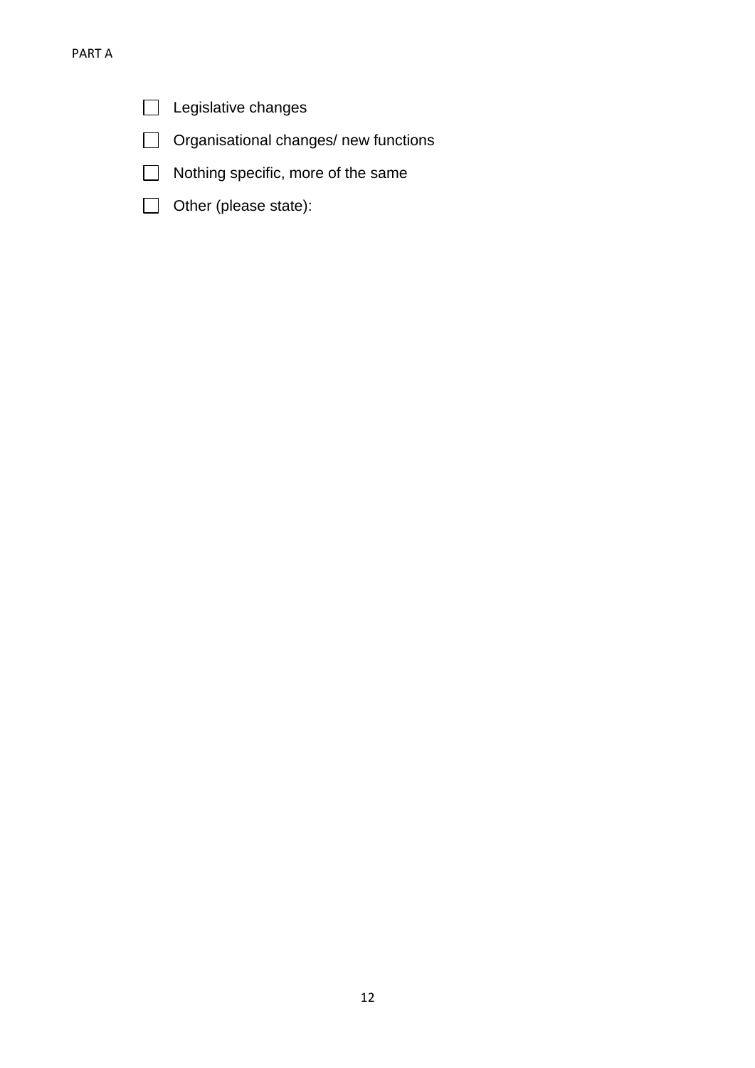- [ ] Legislative changes
- [ ] Organisational changes/ new functions
- [ ] Nothing specific, more of the same
- [ ] Other (please state):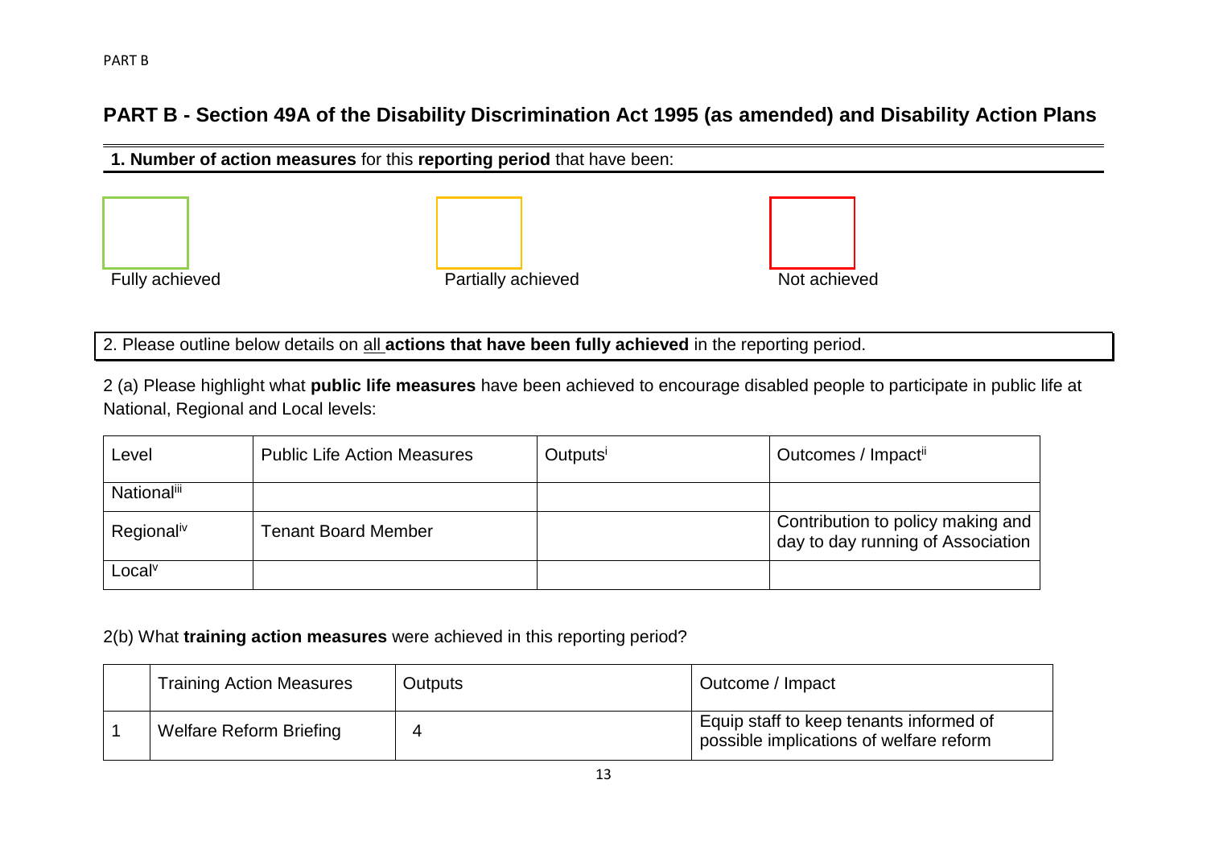## PART B - Section 49A of the Disability Discrimination Act 1995 (as amended) and Disability Action Plans

**1. Number of action measures** for this **reporting period** that have been:

| Fully achieved | Partially achieved | Not achieved |
|---|---|---|
| | | |

2. Please outline below details on all **actions that have been fully achieved** in the reporting period.

2 (a) Please highlight what **public life measures** have been achieved to encourage disabled people to participate in public life at National, Regional and Local levels:

| Level | Public Life Action Measures | Outputs[i] | Outcomes / Impact[ii] |
|---|---|---|---|
| National[iii] | | | |
| Regional[iv] | Tenant Board Member | | Contribution to policy making and day to day running of Association |
| Local[v] | | | |

2(b) What **training action measures** were achieved in this reporting period?

| | Training Action Measures | Outputs | Outcome / Impact |
|---|---|---|---|
| 1 | Welfare Reform Briefing | 4 | Equip staff to keep tenants informed of possible implications of welfare reform |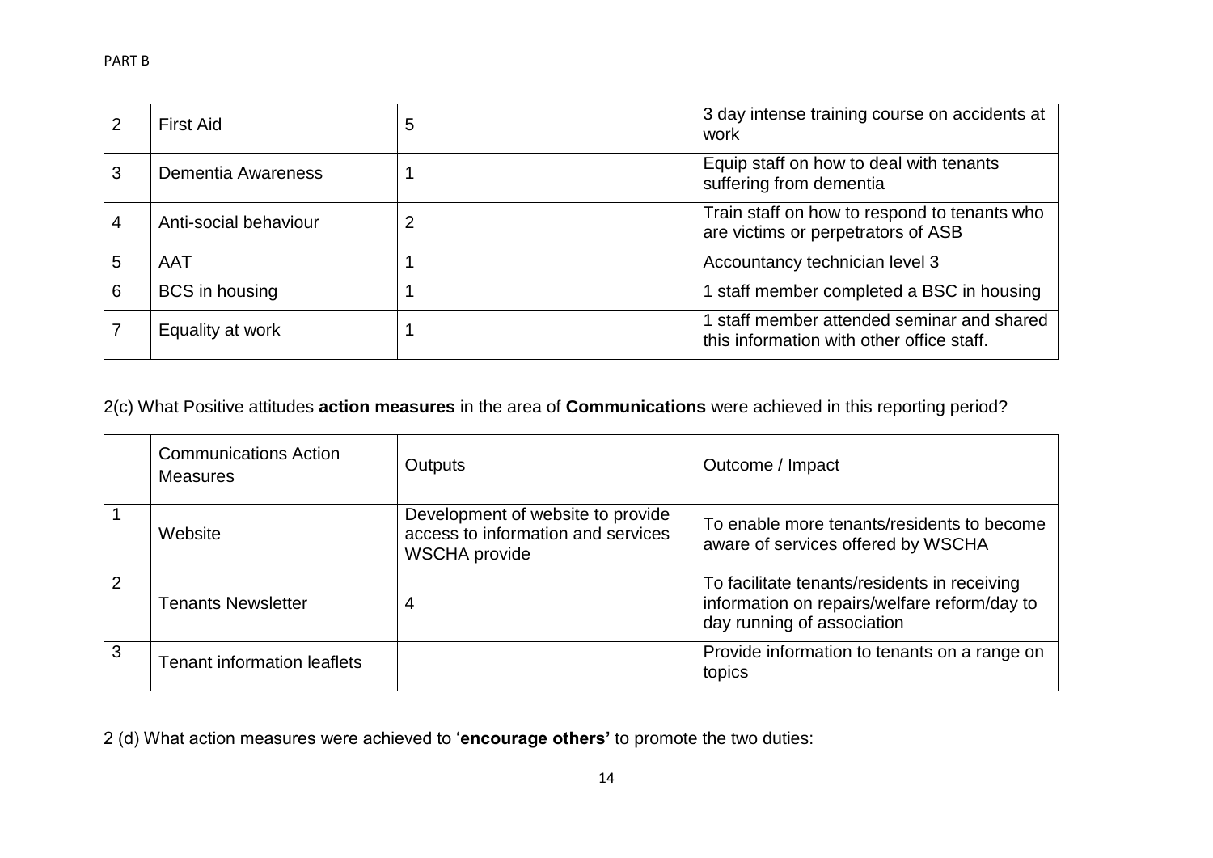| 2 | First Aid | 5 | 3 day intense training course on accidents at work |
|---|---|---|---|
| 3 | Dementia Awareness | 1 | Equip staff on how to deal with tenants suffering from dementia |
| 4 | Anti-social behaviour | 2 | Train staff on how to respond to tenants who are victims or perpetrators of ASB |
| 5 | AAT | 1 | Accountancy technician level 3 |
| 6 | BCS in housing | 1 | 1 staff member completed a BSC in housing |
| 7 | Equality at work | 1 | 1 staff member attended seminar and shared this information with other office staff. |

2(c) What Positive attitudes **action measures** in the area of **Communications** were achieved in this reporting period?

| | Communications Action Measures | Outputs | Outcome / Impact |
|---|---|---|---|
| 1 | Website | Development of website to provide access to information and services WSCHA provide | To enable more tenants/residents to become aware of services offered by WSCHA |
| 2 | Tenants Newsletter | 4 | To facilitate tenants/residents in receiving information on repairs/welfare reform/day to day running of association |
| 3 | Tenant information leaflets | | Provide information to tenants on a range on topics |

2 (d) What action measures were achieved to '**encourage others'** to promote the two duties: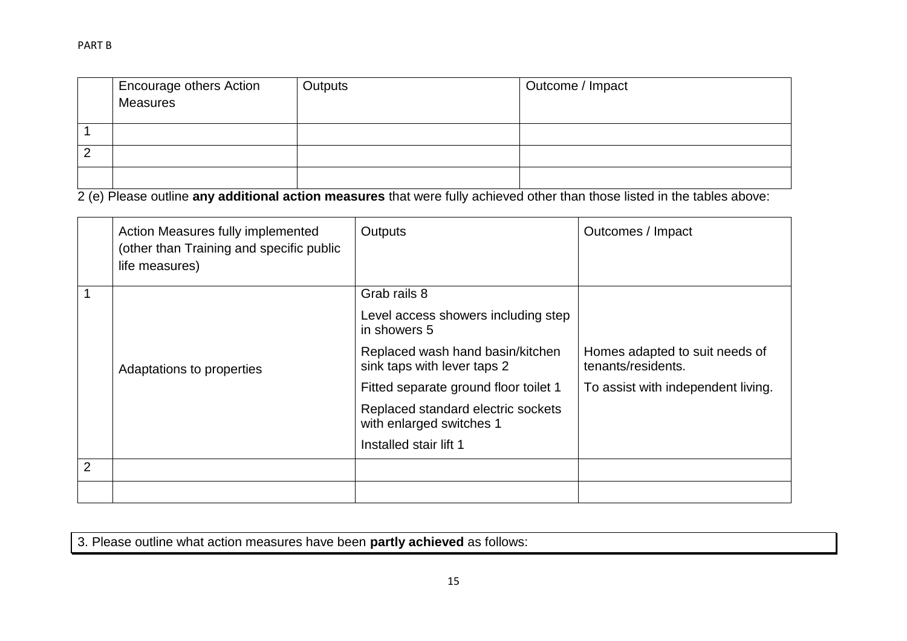PART B

| | Encourage others Action Measures | Outputs | Outcome / Impact |
|---|---|---|---|
| 1 | | | |
| 2 | | | |
| | | | |

2 (e) Please outline **any additional action measures** that were fully achieved other than those listed in the tables above:

| | Action Measures fully implemented (other than Training and specific public life measures) | Outputs | Outcomes / Impact |
|---|---|---|---|
| 1 | Adaptations to properties | Grab rails 8<br>Level access showers including step in showers 5<br>Replaced wash hand basin/kitchen sink taps with lever taps 2<br>Fitted separate ground floor toilet 1<br>Replaced standard electric sockets with enlarged switches 1<br>Installed stair lift 1 | Homes adapted to suit needs of tenants/residents.<br>To assist with independent living. |
| 2 | | | |
| | | | |

3. Please outline what action measures have been **partly achieved** as follows: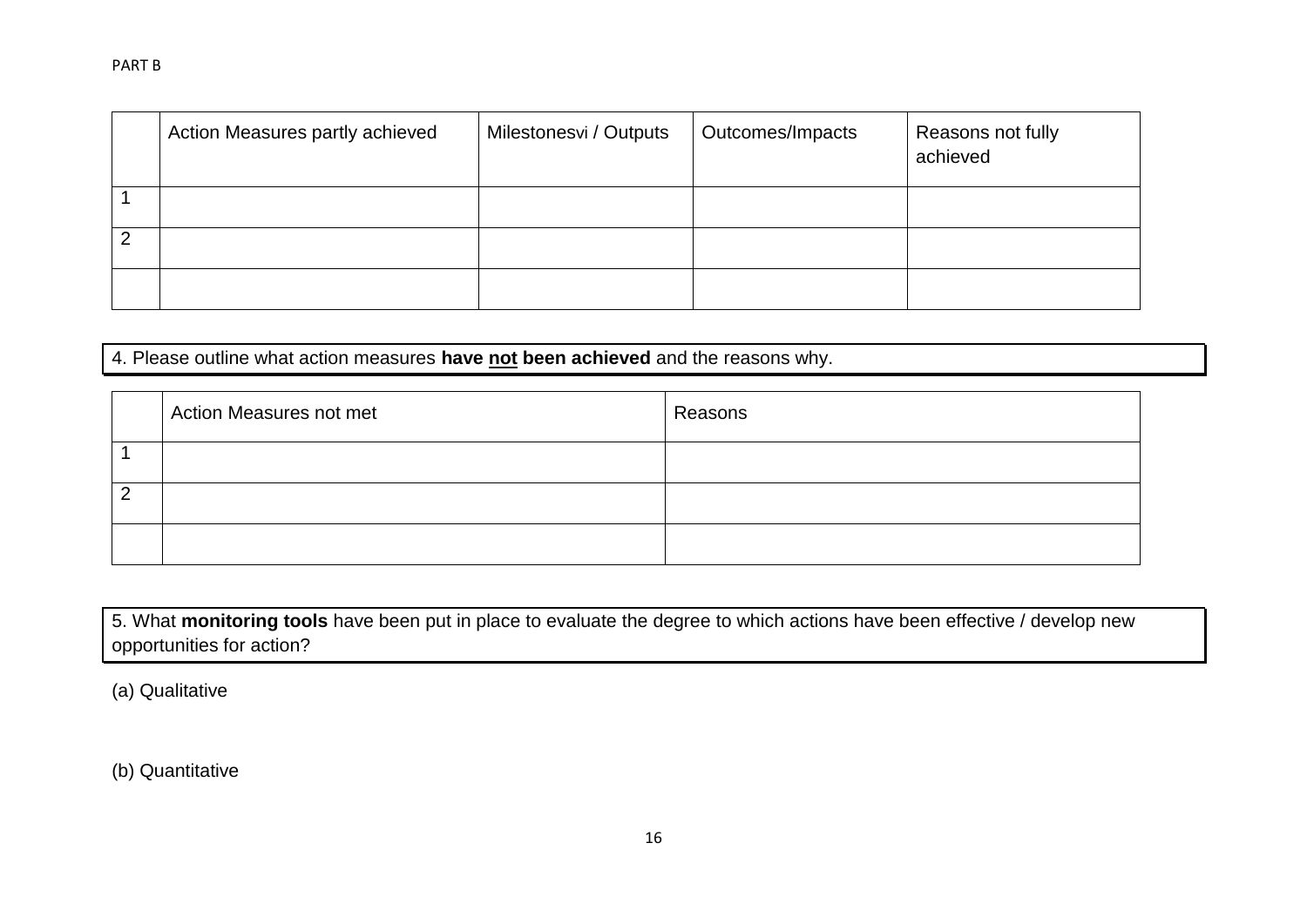PART B

| | Action Measures partly achieved | Milestones[vi] / Outputs | Outcomes/Impacts | Reasons not fully achieved |
|---|---|---|---|---|
| 1 | | | | |
| 2 | | | | |
| | | | | |

4. Please outline what action measures **have <u>not</u> been achieved** and the reasons why.

| | Action Measures not met | Reasons |
|---|---|---|
| 1 | | |
| 2 | | |
| | | |

5. What **monitoring tools** have been put in place to evaluate the degree to which actions have been effective / develop new opportunities for action?

(a) Qualitative

(b) Quantitative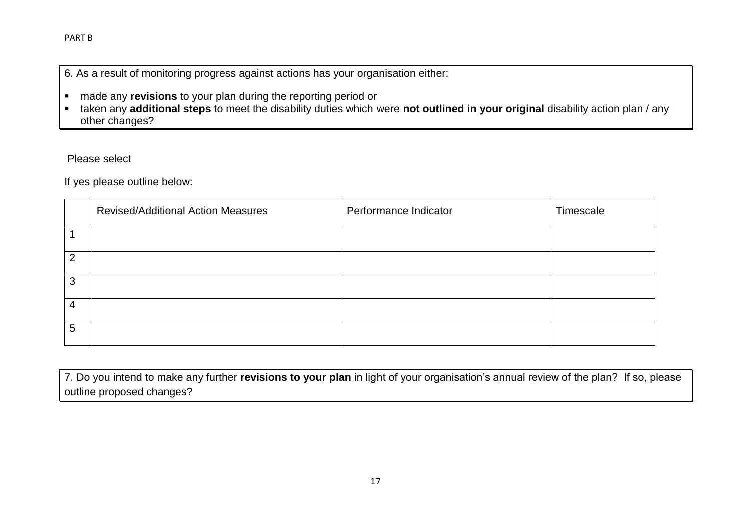PART B

6. As a result of monitoring progress against actions has your organisation either:

- made any **revisions** to your plan during the reporting period or
- taken any **additional steps** to meet the disability duties which were **not outlined in your original** disability action plan / any other changes?

Please select

If yes please outline below:

| | Revised/Additional Action Measures | Performance Indicator | Timescale |
|---|---|---|---|
| 1 | | | |
| 2 | | | |
| 3 | | | |
| 4 | | | |
| 5 | | | |

7. Do you intend to make any further **revisions to your plan** in light of your organisation's annual review of the plan? If so, please outline proposed changes?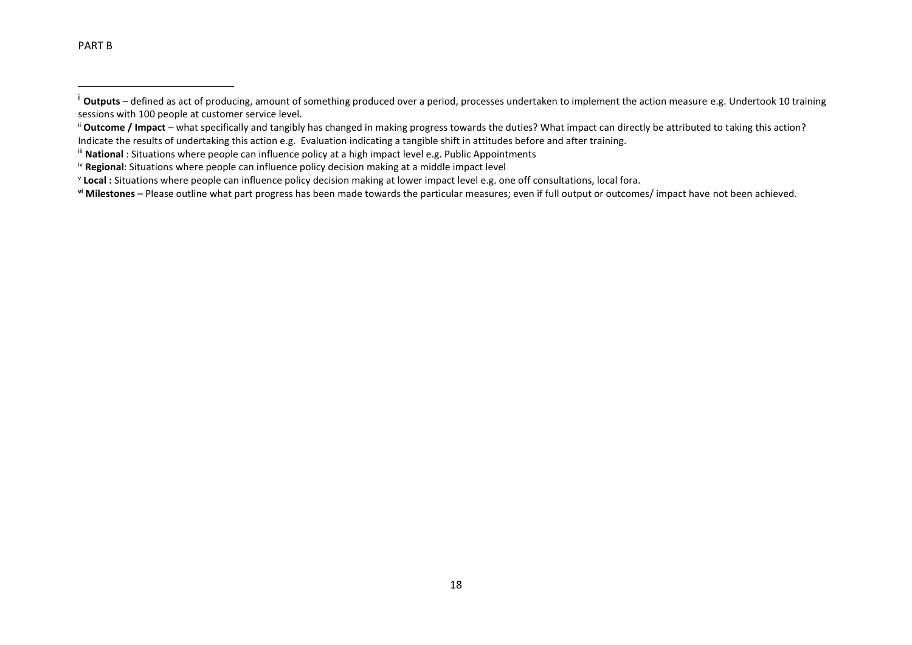PART B

---

[i] **Outputs** – defined as act of producing, amount of something produced over a period, processes undertaken to implement the action measure e.g. Undertook 10 training sessions with 100 people at customer service level.

[ii] **Outcome / Impact** – what specifically and tangibly has changed in making progress towards the duties? What impact can directly be attributed to taking this action? Indicate the results of undertaking this action e.g. Evaluation indicating a tangible shift in attitudes before and after training.

[iii] **National** : Situations where people can influence policy at a high impact level e.g. Public Appointments

[iv] **Regional**: Situations where people can influence policy decision making at a middle impact level

[v] **Local :** Situations where people can influence policy decision making at lower impact level e.g. one off consultations, local fora.

[vi] **Milestones** – Please outline what part progress has been made towards the particular measures; even if full output or outcomes/ impact have not been achieved.